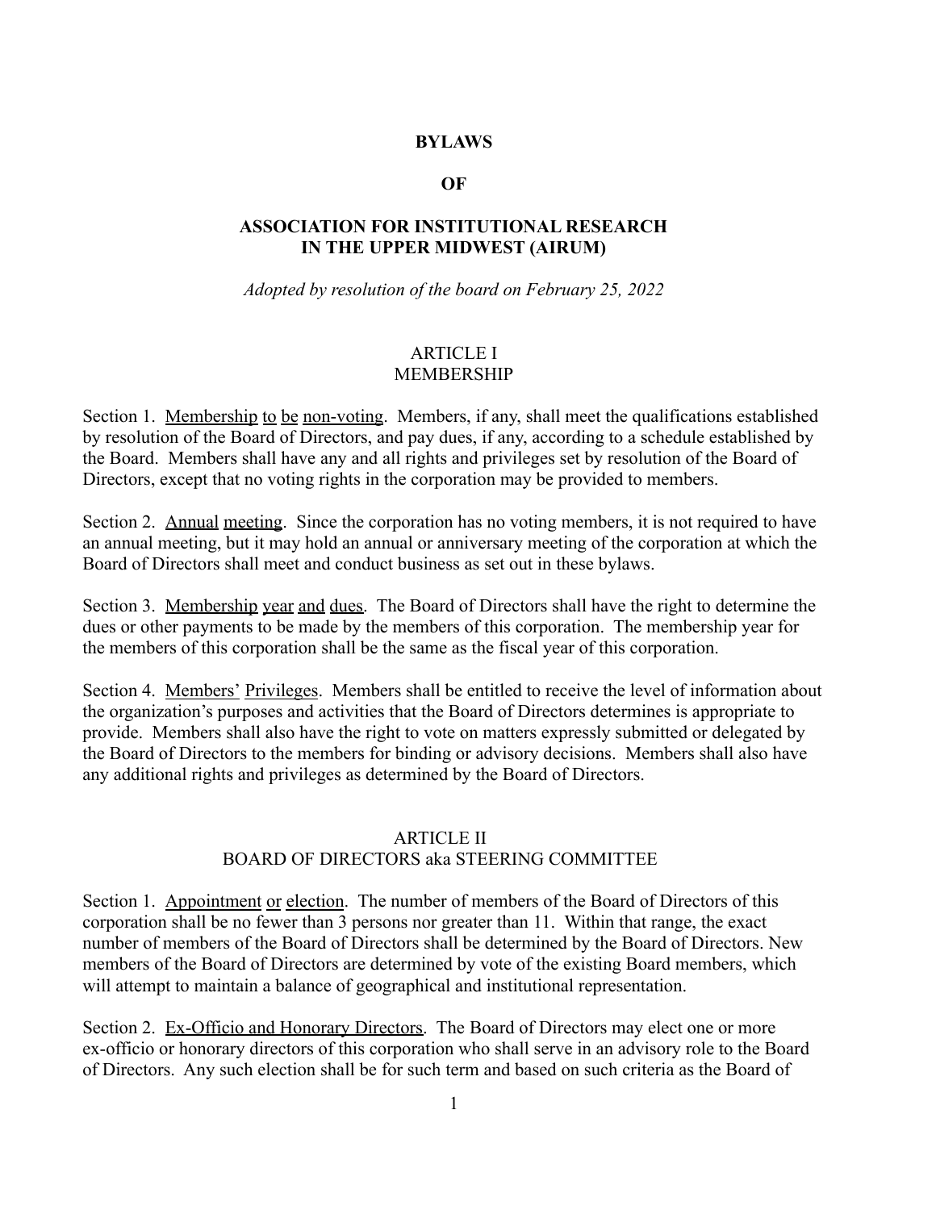# BYLAWS

# OF

# ASSOCIATION FOR INSTITUTIONAL RESEARCH IN THE UPPER MIDWEST (AIRUM)

*Adopted by resolution of the board on February 25, 2022*

## ARTICLE I
## MEMBERSHIP

Section 1. Membership to be non-voting. Members, if any, shall meet the qualifications established by resolution of the Board of Directors, and pay dues, if any, according to a schedule established by the Board. Members shall have any and all rights and privileges set by resolution of the Board of Directors, except that no voting rights in the corporation may be provided to members.

Section 2. Annual meeting. Since the corporation has no voting members, it is not required to have an annual meeting, but it may hold an annual or anniversary meeting of the corporation at which the Board of Directors shall meet and conduct business as set out in these bylaws.

Section 3. Membership year and dues. The Board of Directors shall have the right to determine the dues or other payments to be made by the members of this corporation. The membership year for the members of this corporation shall be the same as the fiscal year of this corporation.

Section 4. Members' Privileges. Members shall be entitled to receive the level of information about the organization's purposes and activities that the Board of Directors determines is appropriate to provide. Members shall also have the right to vote on matters expressly submitted or delegated by the Board of Directors to the members for binding or advisory decisions. Members shall also have any additional rights and privileges as determined by the Board of Directors.

## ARTICLE II
## BOARD OF DIRECTORS aka STEERING COMMITTEE

Section 1. Appointment or election. The number of members of the Board of Directors of this corporation shall be no fewer than 3 persons nor greater than 11. Within that range, the exact number of members of the Board of Directors shall be determined by the Board of Directors. New members of the Board of Directors are determined by vote of the existing Board members, which will attempt to maintain a balance of geographical and institutional representation.

Section 2. Ex-Officio and Honorary Directors. The Board of Directors may elect one or more ex-officio or honorary directors of this corporation who shall serve in an advisory role to the Board of Directors. Any such election shall be for such term and based on such criteria as the Board of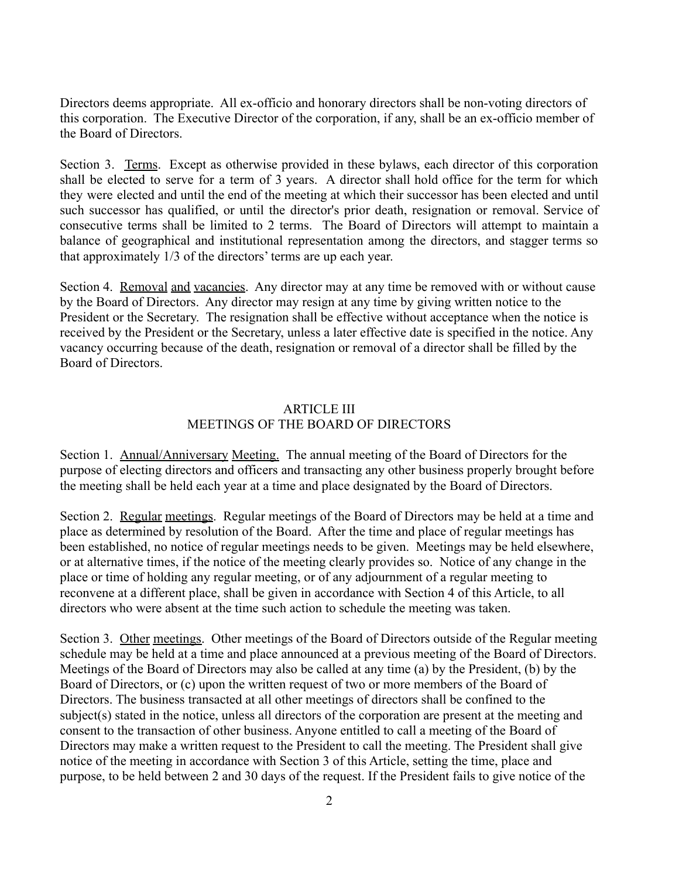Directors deems appropriate. All ex-officio and honorary directors shall be non-voting directors of this corporation. The Executive Director of the corporation, if any, shall be an ex-officio member of the Board of Directors.

Section 3. Terms. Except as otherwise provided in these bylaws, each director of this corporation shall be elected to serve for a term of 3 years. A director shall hold office for the term for which they were elected and until the end of the meeting at which their successor has been elected and until such successor has qualified, or until the director's prior death, resignation or removal. Service of consecutive terms shall be limited to 2 terms. The Board of Directors will attempt to maintain a balance of geographical and institutional representation among the directors, and stagger terms so that approximately 1/3 of the directors' terms are up each year.

Section 4. Removal and vacancies. Any director may at any time be removed with or without cause by the Board of Directors. Any director may resign at any time by giving written notice to the President or the Secretary. The resignation shall be effective without acceptance when the notice is received by the President or the Secretary, unless a later effective date is specified in the notice. Any vacancy occurring because of the death, resignation or removal of a director shall be filled by the Board of Directors.

## ARTICLE III
## MEETINGS OF THE BOARD OF DIRECTORS

Section 1. Annual/Anniversary Meeting. The annual meeting of the Board of Directors for the purpose of electing directors and officers and transacting any other business properly brought before the meeting shall be held each year at a time and place designated by the Board of Directors.

Section 2. Regular meetings. Regular meetings of the Board of Directors may be held at a time and place as determined by resolution of the Board. After the time and place of regular meetings has been established, no notice of regular meetings needs to be given. Meetings may be held elsewhere, or at alternative times, if the notice of the meeting clearly provides so. Notice of any change in the place or time of holding any regular meeting, or of any adjournment of a regular meeting to reconvene at a different place, shall be given in accordance with Section 4 of this Article, to all directors who were absent at the time such action to schedule the meeting was taken.

Section 3. Other meetings. Other meetings of the Board of Directors outside of the Regular meeting schedule may be held at a time and place announced at a previous meeting of the Board of Directors. Meetings of the Board of Directors may also be called at any time (a) by the President, (b) by the Board of Directors, or (c) upon the written request of two or more members of the Board of Directors. The business transacted at all other meetings of directors shall be confined to the subject(s) stated in the notice, unless all directors of the corporation are present at the meeting and consent to the transaction of other business. Anyone entitled to call a meeting of the Board of Directors may make a written request to the President to call the meeting. The President shall give notice of the meeting in accordance with Section 3 of this Article, setting the time, place and purpose, to be held between 2 and 30 days of the request. If the President fails to give notice of the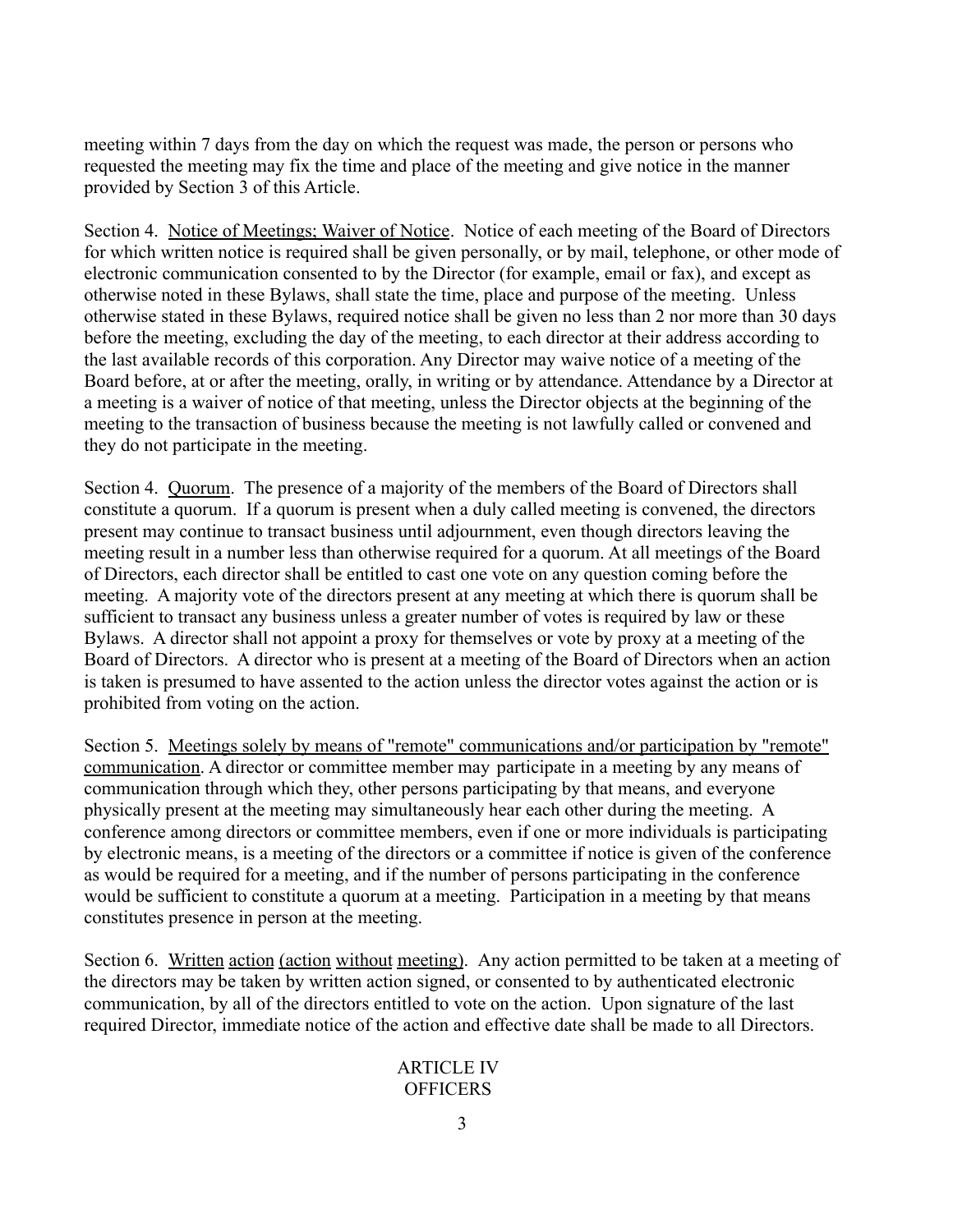meeting within 7 days from the day on which the request was made, the person or persons who requested the meeting may fix the time and place of the meeting and give notice in the manner provided by Section 3 of this Article.

Section 4. Notice of Meetings; Waiver of Notice. Notice of each meeting of the Board of Directors for which written notice is required shall be given personally, or by mail, telephone, or other mode of electronic communication consented to by the Director (for example, email or fax), and except as otherwise noted in these Bylaws, shall state the time, place and purpose of the meeting. Unless otherwise stated in these Bylaws, required notice shall be given no less than 2 nor more than 30 days before the meeting, excluding the day of the meeting, to each director at their address according to the last available records of this corporation. Any Director may waive notice of a meeting of the Board before, at or after the meeting, orally, in writing or by attendance. Attendance by a Director at a meeting is a waiver of notice of that meeting, unless the Director objects at the beginning of the meeting to the transaction of business because the meeting is not lawfully called or convened and they do not participate in the meeting.

Section 4. Quorum. The presence of a majority of the members of the Board of Directors shall constitute a quorum. If a quorum is present when a duly called meeting is convened, the directors present may continue to transact business until adjournment, even though directors leaving the meeting result in a number less than otherwise required for a quorum. At all meetings of the Board of Directors, each director shall be entitled to cast one vote on any question coming before the meeting. A majority vote of the directors present at any meeting at which there is quorum shall be sufficient to transact any business unless a greater number of votes is required by law or these Bylaws. A director shall not appoint a proxy for themselves or vote by proxy at a meeting of the Board of Directors. A director who is present at a meeting of the Board of Directors when an action is taken is presumed to have assented to the action unless the director votes against the action or is prohibited from voting on the action.

Section 5. Meetings solely by means of "remote" communications and/or participation by "remote" communication. A director or committee member may participate in a meeting by any means of communication through which they, other persons participating by that means, and everyone physically present at the meeting may simultaneously hear each other during the meeting. A conference among directors or committee members, even if one or more individuals is participating by electronic means, is a meeting of the directors or a committee if notice is given of the conference as would be required for a meeting, and if the number of persons participating in the conference would be sufficient to constitute a quorum at a meeting. Participation in a meeting by that means constitutes presence in person at the meeting.

Section 6. Written action (action without meeting). Any action permitted to be taken at a meeting of the directors may be taken by written action signed, or consented to by authenticated electronic communication, by all of the directors entitled to vote on the action. Upon signature of the last required Director, immediate notice of the action and effective date shall be made to all Directors.

## ARTICLE IV
## OFFICERS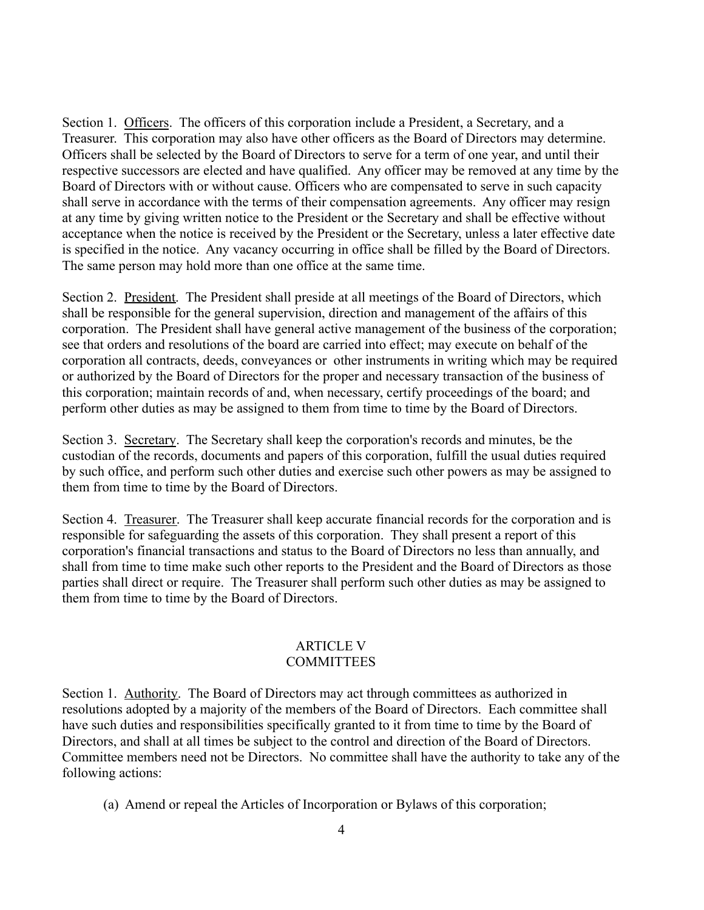Section 1. Officers. The officers of this corporation include a President, a Secretary, and a Treasurer. This corporation may also have other officers as the Board of Directors may determine. Officers shall be selected by the Board of Directors to serve for a term of one year, and until their respective successors are elected and have qualified. Any officer may be removed at any time by the Board of Directors with or without cause. Officers who are compensated to serve in such capacity shall serve in accordance with the terms of their compensation agreements. Any officer may resign at any time by giving written notice to the President or the Secretary and shall be effective without acceptance when the notice is received by the President or the Secretary, unless a later effective date is specified in the notice. Any vacancy occurring in office shall be filled by the Board of Directors. The same person may hold more than one office at the same time.

Section 2. President. The President shall preside at all meetings of the Board of Directors, which shall be responsible for the general supervision, direction and management of the affairs of this corporation. The President shall have general active management of the business of the corporation; see that orders and resolutions of the board are carried into effect; may execute on behalf of the corporation all contracts, deeds, conveyances or other instruments in writing which may be required or authorized by the Board of Directors for the proper and necessary transaction of the business of this corporation; maintain records of and, when necessary, certify proceedings of the board; and perform other duties as may be assigned to them from time to time by the Board of Directors.

Section 3. Secretary. The Secretary shall keep the corporation's records and minutes, be the custodian of the records, documents and papers of this corporation, fulfill the usual duties required by such office, and perform such other duties and exercise such other powers as may be assigned to them from time to time by the Board of Directors.

Section 4. Treasurer. The Treasurer shall keep accurate financial records for the corporation and is responsible for safeguarding the assets of this corporation. They shall present a report of this corporation's financial transactions and status to the Board of Directors no less than annually, and shall from time to time make such other reports to the President and the Board of Directors as those parties shall direct or require. The Treasurer shall perform such other duties as may be assigned to them from time to time by the Board of Directors.

## ARTICLE V
## COMMITTEES

Section 1. Authority. The Board of Directors may act through committees as authorized in resolutions adopted by a majority of the members of the Board of Directors. Each committee shall have such duties and responsibilities specifically granted to it from time to time by the Board of Directors, and shall at all times be subject to the control and direction of the Board of Directors. Committee members need not be Directors. No committee shall have the authority to take any of the following actions:

(a) Amend or repeal the Articles of Incorporation or Bylaws of this corporation;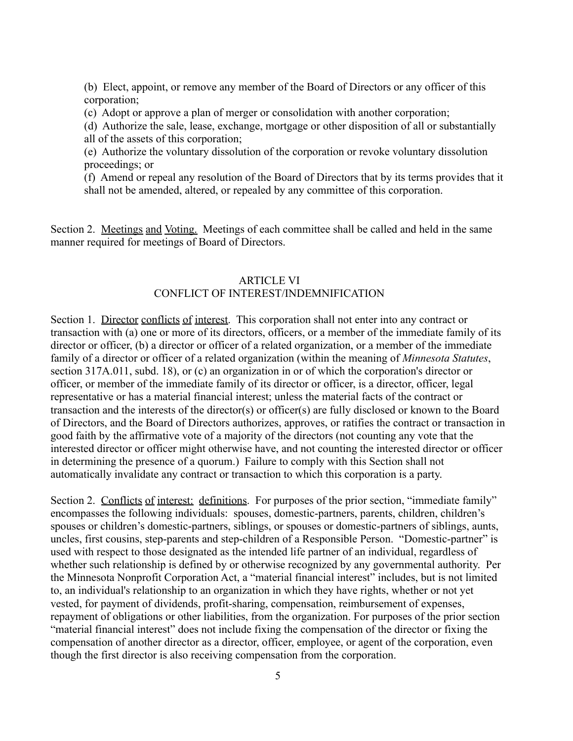(b) Elect, appoint, or remove any member of the Board of Directors or any officer of this corporation;

(c) Adopt or approve a plan of merger or consolidation with another corporation;

(d) Authorize the sale, lease, exchange, mortgage or other disposition of all or substantially all of the assets of this corporation;

(e) Authorize the voluntary dissolution of the corporation or revoke voluntary dissolution proceedings; or

(f) Amend or repeal any resolution of the Board of Directors that by its terms provides that it shall not be amended, altered, or repealed by any committee of this corporation.

Section 2. Meetings and Voting. Meetings of each committee shall be called and held in the same manner required for meetings of Board of Directors.

## ARTICLE VI
## CONFLICT OF INTEREST/INDEMNIFICATION

Section 1. Director conflicts of interest. This corporation shall not enter into any contract or transaction with (a) one or more of its directors, officers, or a member of the immediate family of its director or officer, (b) a director or officer of a related organization, or a member of the immediate family of a director or officer of a related organization (within the meaning of *Minnesota Statutes*, section 317A.011, subd. 18), or (c) an organization in or of which the corporation's director or officer, or member of the immediate family of its director or officer, is a director, officer, legal representative or has a material financial interest; unless the material facts of the contract or transaction and the interests of the director(s) or officer(s) are fully disclosed or known to the Board of Directors, and the Board of Directors authorizes, approves, or ratifies the contract or transaction in good faith by the affirmative vote of a majority of the directors (not counting any vote that the interested director or officer might otherwise have, and not counting the interested director or officer in determining the presence of a quorum.) Failure to comply with this Section shall not automatically invalidate any contract or transaction to which this corporation is a party.

Section 2. Conflicts of interest: definitions. For purposes of the prior section, "immediate family" encompasses the following individuals: spouses, domestic-partners, parents, children, children's spouses or children's domestic-partners, siblings, or spouses or domestic-partners of siblings, aunts, uncles, first cousins, step-parents and step-children of a Responsible Person. "Domestic-partner" is used with respect to those designated as the intended life partner of an individual, regardless of whether such relationship is defined by or otherwise recognized by any governmental authority. Per the Minnesota Nonprofit Corporation Act, a "material financial interest" includes, but is not limited to, an individual's relationship to an organization in which they have rights, whether or not yet vested, for payment of dividends, profit-sharing, compensation, reimbursement of expenses, repayment of obligations or other liabilities, from the organization. For purposes of the prior section "material financial interest" does not include fixing the compensation of the director or fixing the compensation of another director as a director, officer, employee, or agent of the corporation, even though the first director is also receiving compensation from the corporation.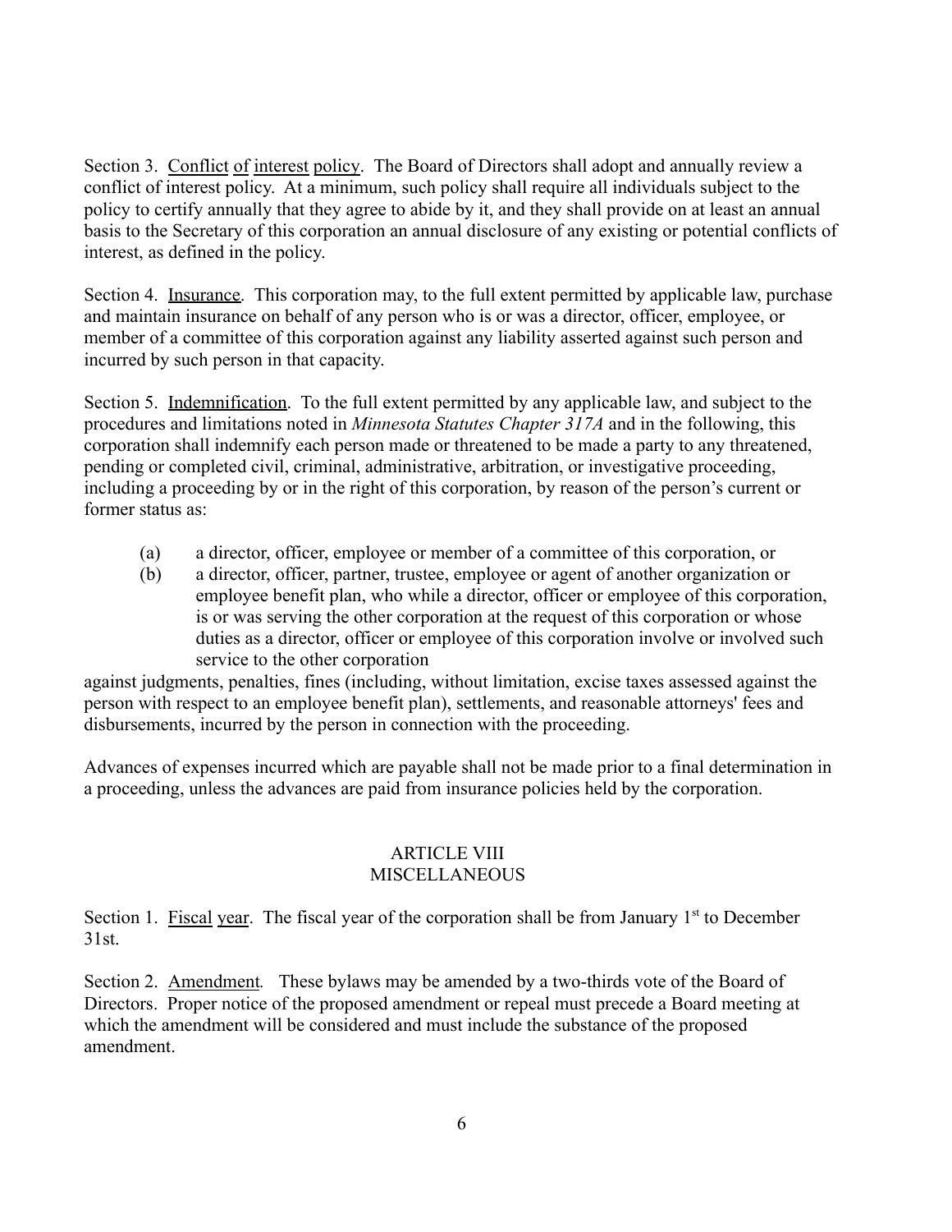Section 3. Conflict of interest policy. The Board of Directors shall adopt and annually review a conflict of interest policy. At a minimum, such policy shall require all individuals subject to the policy to certify annually that they agree to abide by it, and they shall provide on at least an annual basis to the Secretary of this corporation an annual disclosure of any existing or potential conflicts of interest, as defined in the policy.

Section 4. Insurance. This corporation may, to the full extent permitted by applicable law, purchase and maintain insurance on behalf of any person who is or was a director, officer, employee, or member of a committee of this corporation against any liability asserted against such person and incurred by such person in that capacity.

Section 5. Indemnification. To the full extent permitted by any applicable law, and subject to the procedures and limitations noted in *Minnesota Statutes Chapter 317A* and in the following, this corporation shall indemnify each person made or threatened to be made a party to any threatened, pending or completed civil, criminal, administrative, arbitration, or investigative proceeding, including a proceeding by or in the right of this corporation, by reason of the person's current or former status as:

(a) a director, officer, employee or member of a committee of this corporation, or
(b) a director, officer, partner, trustee, employee or agent of another organization or employee benefit plan, who while a director, officer or employee of this corporation, is or was serving the other corporation at the request of this corporation or whose duties as a director, officer or employee of this corporation involve or involved such service to the other corporation

against judgments, penalties, fines (including, without limitation, excise taxes assessed against the person with respect to an employee benefit plan), settlements, and reasonable attorneys' fees and disbursements, incurred by the person in connection with the proceeding.

Advances of expenses incurred which are payable shall not be made prior to a final determination in a proceeding, unless the advances are paid from insurance policies held by the corporation.

## ARTICLE VIII
## MISCELLANEOUS

Section 1. Fiscal year. The fiscal year of the corporation shall be from January 1st to December 31st.

Section 2. Amendment. These bylaws may be amended by a two-thirds vote of the Board of Directors. Proper notice of the proposed amendment or repeal must precede a Board meeting at which the amendment will be considered and must include the substance of the proposed amendment.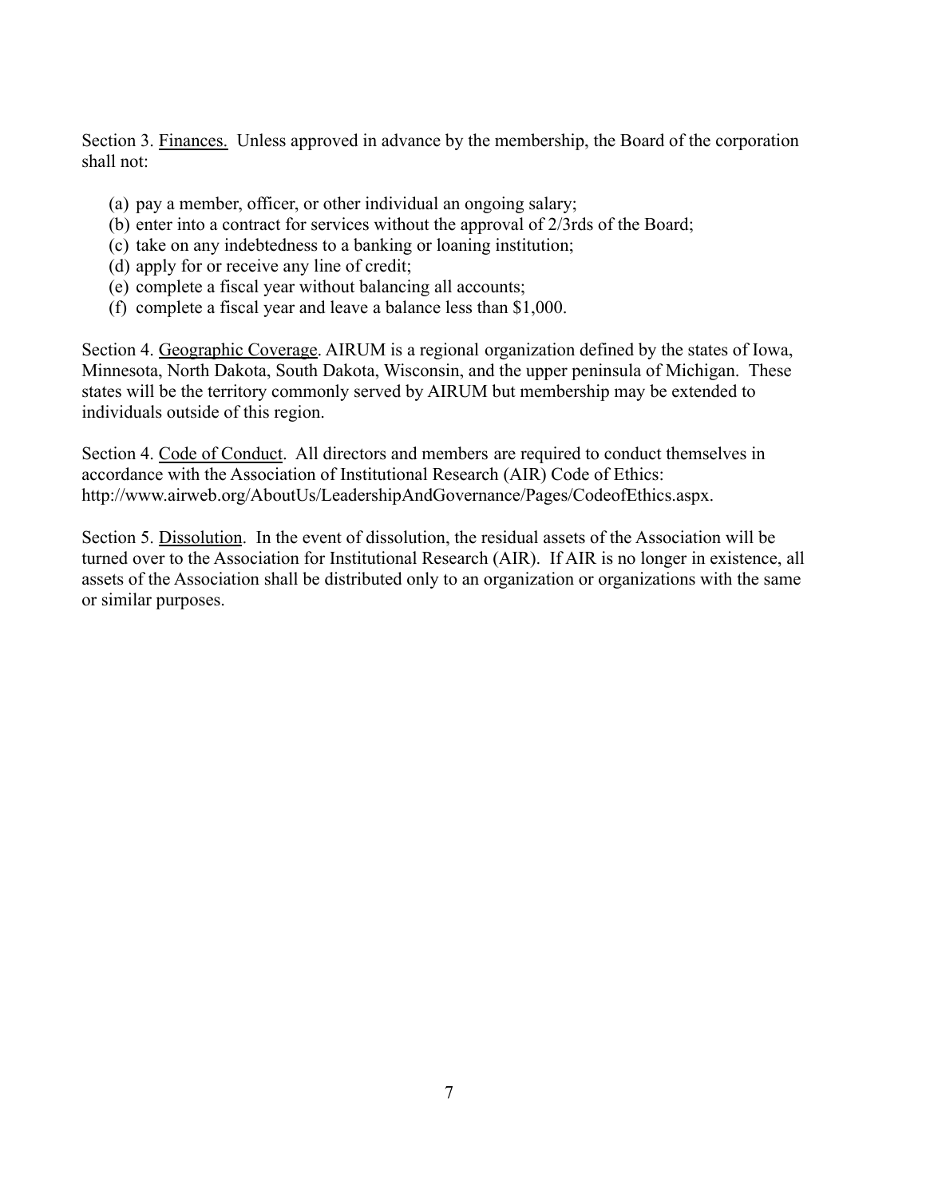Section 3. <u>Finances.</u> Unless approved in advance by the membership, the Board of the corporation shall not:

(a) pay a member, officer, or other individual an ongoing salary;
(b) enter into a contract for services without the approval of 2/3rds of the Board;
(c) take on any indebtedness to a banking or loaning institution;
(d) apply for or receive any line of credit;
(e) complete a fiscal year without balancing all accounts;
(f) complete a fiscal year and leave a balance less than $1,000.

Section 4. <u>Geographic Coverage</u>. AIRUM is a regional organization defined by the states of Iowa, Minnesota, North Dakota, South Dakota, Wisconsin, and the upper peninsula of Michigan. These states will be the territory commonly served by AIRUM but membership may be extended to individuals outside of this region.

Section 4. <u>Code of Conduct</u>. All directors and members are required to conduct themselves in accordance with the Association of Institutional Research (AIR) Code of Ethics: http://www.airweb.org/AboutUs/LeadershipAndGovernance/Pages/CodeofEthics.aspx.

Section 5. <u>Dissolution</u>. In the event of dissolution, the residual assets of the Association will be turned over to the Association for Institutional Research (AIR). If AIR is no longer in existence, all assets of the Association shall be distributed only to an organization or organizations with the same or similar purposes.